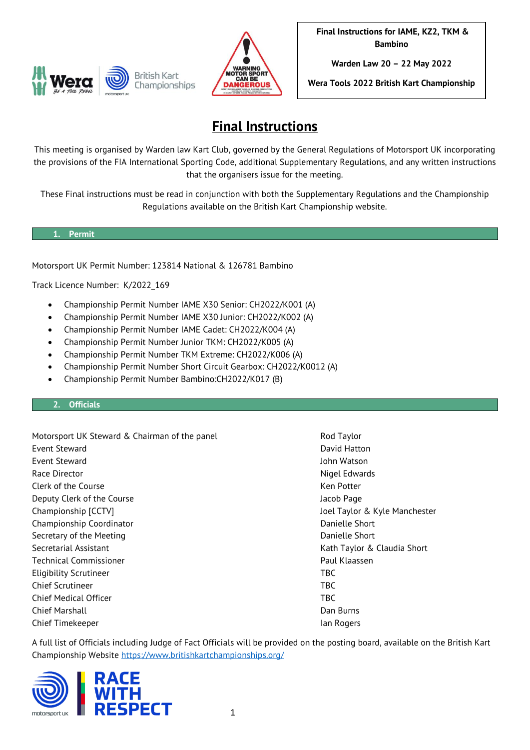**Final Instructions for IAME, KZ2, TKM & Bambino**

**Warden Law 20 – 22 May 2022**

**Wera Tools 2022 British Kart Championship**

# Final Instructions

This meeting is organised by Warden law Kart Club, governed by the General Regulations of Motorsport UK incorporating the provisions of the FIA International Sporting Code, additional Supplementary Regulations, and any written instructions that the organisers issue for the meeting.

These Final instructions must be read in conjunction with both the Supplementary Regulations and the Championship Regulations available on the British Kart Championship website.

## 1. Permit

Motorsport UK Permit Number: 123814 National & 126781 Bambino

Track Licence Number: K/2022_169

- Championship Permit Number IAME X30 Senior: CH2022/K001 (A)
- Championship Permit Number IAME X30 Junior: CH2022/K002 (A)
- Championship Permit Number IAME Cadet: CH2022/K004 (A)
- Championship Permit Number Junior TKM: CH2022/K005 (A)
- Championship Permit Number TKM Extreme: CH2022/K006 (A)
- Championship Permit Number Short Circuit Gearbox: CH2022/K0012 (A)
- Championship Permit Number Bambino:CH2022/K017 (B)

## 2. Officials

| | |
|---|---|
| Motorsport UK Steward & Chairman of the panel | Rod Taylor |
| Event Steward | David Hatton |
| Event Steward | John Watson |
| Race Director | Nigel Edwards |
| Clerk of the Course | Ken Potter |
| Deputy Clerk of the Course | Jacob Page |
| Championship [CCTV] | Joel Taylor & Kyle Manchester |
| Championship Coordinator | Danielle Short |
| Secretary of the Meeting | Danielle Short |
| Secretarial Assistant | Kath Taylor & Claudia Short |
| Technical Commissioner | Paul Klaassen |
| Eligibility Scrutineer | TBC |
| Chief Scrutineer | TBC |
| Chief Medical Officer | TBC |
| Chief Marshall | Dan Burns |
| Chief Timekeeper | Ian Rogers |

A full list of Officials including Judge of Fact Officials will be provided on the posting board, available on the British Kart Championship Website https://www.britishkartchampionships.org/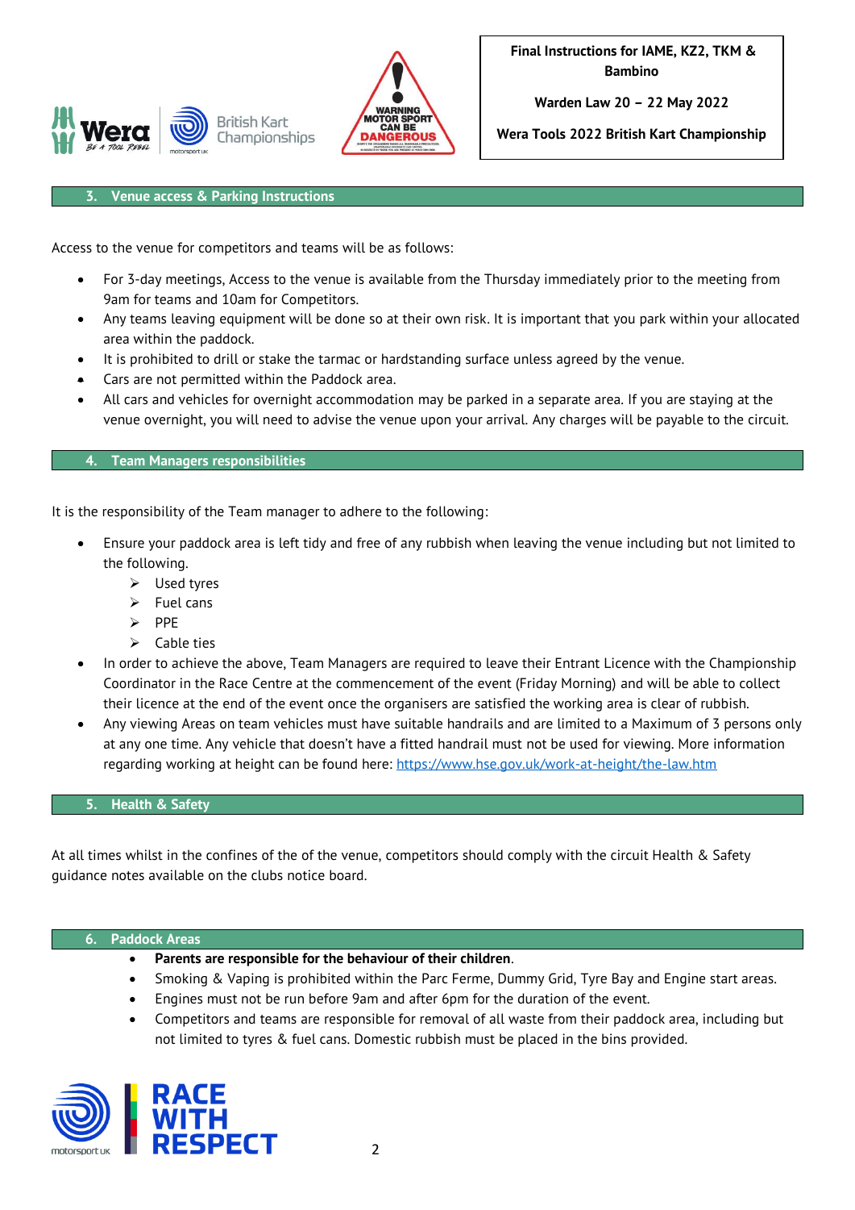## 3. Venue access & Parking Instructions

Access to the venue for competitors and teams will be as follows:

- For 3-day meetings, Access to the venue is available from the Thursday immediately prior to the meeting from 9am for teams and 10am for Competitors.
- Any teams leaving equipment will be done so at their own risk. It is important that you park within your allocated area within the paddock.
- It is prohibited to drill or stake the tarmac or hardstanding surface unless agreed by the venue.
- Cars are not permitted within the Paddock area.
- All cars and vehicles for overnight accommodation may be parked in a separate area. If you are staying at the venue overnight, you will need to advise the venue upon your arrival. Any charges will be payable to the circuit.

## 4. Team Managers responsibilities

It is the responsibility of the Team manager to adhere to the following:

- Ensure your paddock area is left tidy and free of any rubbish when leaving the venue including but not limited to the following.
  - Used tyres
  - Fuel cans
  - PPE
  - Cable ties
- In order to achieve the above, Team Managers are required to leave their Entrant Licence with the Championship Coordinator in the Race Centre at the commencement of the event (Friday Morning) and will be able to collect their licence at the end of the event once the organisers are satisfied the working area is clear of rubbish.
- Any viewing Areas on team vehicles must have suitable handrails and are limited to a Maximum of 3 persons only at any one time. Any vehicle that doesn't have a fitted handrail must not be used for viewing. More information regarding working at height can be found here: https://www.hse.gov.uk/work-at-height/the-law.htm

## 5. Health & Safety

At all times whilst in the confines of the of the venue, competitors should comply with the circuit Health & Safety guidance notes available on the clubs notice board.

## 6. Paddock Areas

- **Parents are responsible for the behaviour of their children**.
- Smoking & Vaping is prohibited within the Parc Ferme, Dummy Grid, Tyre Bay and Engine start areas.
- Engines must not be run before 9am and after 6pm for the duration of the event.
- Competitors and teams are responsible for removal of all waste from their paddock area, including but not limited to tyres & fuel cans. Domestic rubbish must be placed in the bins provided.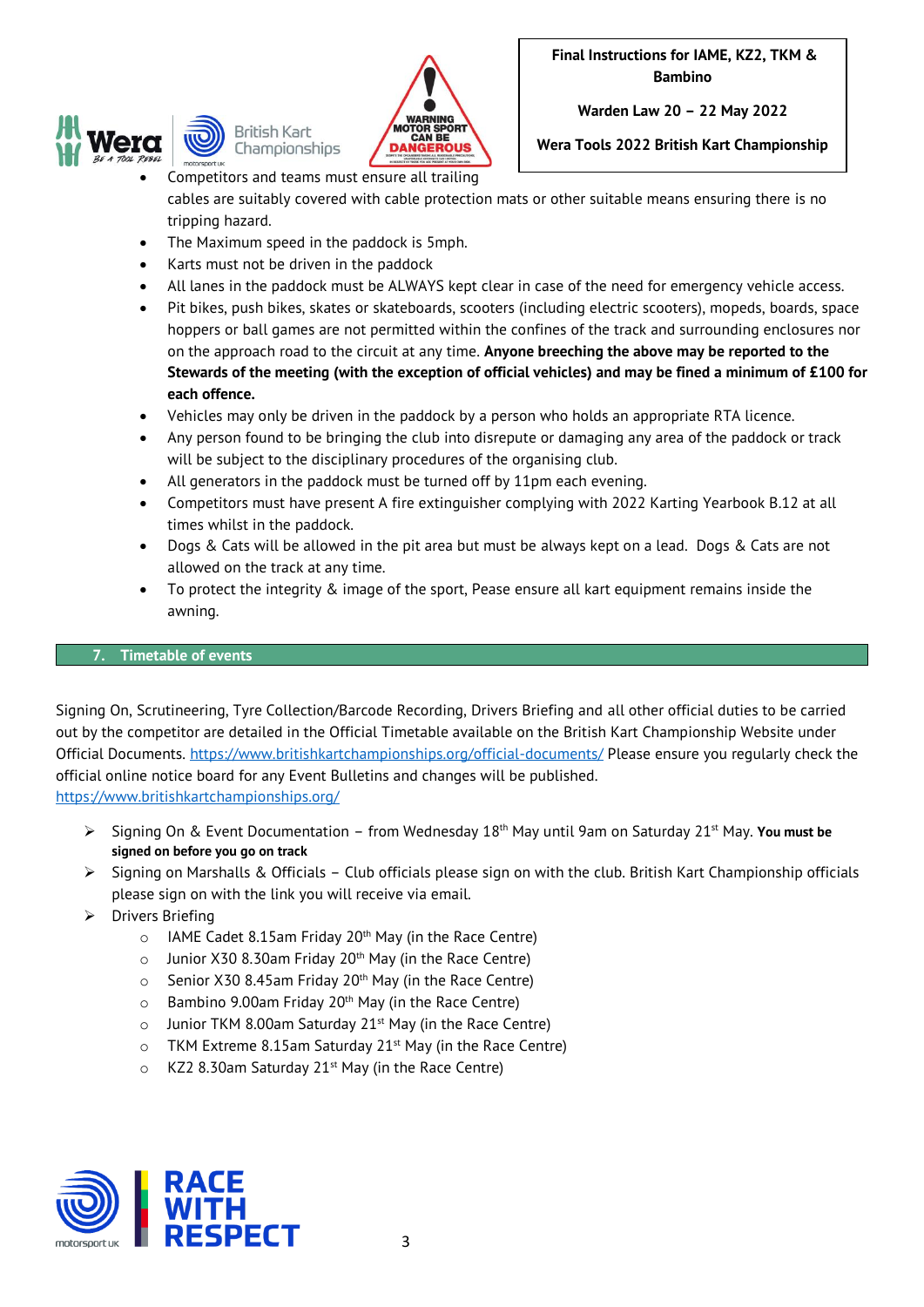- Competitors and teams must ensure all trailing cables are suitably covered with cable protection mats or other suitable means ensuring there is no tripping hazard.
- The Maximum speed in the paddock is 5mph.
- Karts must not be driven in the paddock
- All lanes in the paddock must be ALWAYS kept clear in case of the need for emergency vehicle access.
- Pit bikes, push bikes, skates or skateboards, scooters (including electric scooters), mopeds, boards, space hoppers or ball games are not permitted within the confines of the track and surrounding enclosures nor on the approach road to the circuit at any time. **Anyone breeching the above may be reported to the Stewards of the meeting (with the exception of official vehicles) and may be fined a minimum of £100 for each offence.**
- Vehicles may only be driven in the paddock by a person who holds an appropriate RTA licence.
- Any person found to be bringing the club into disrepute or damaging any area of the paddock or track will be subject to the disciplinary procedures of the organising club.
- All generators in the paddock must be turned off by 11pm each evening.
- Competitors must have present A fire extinguisher complying with 2022 Karting Yearbook B.12 at all times whilst in the paddock.
- Dogs & Cats will be allowed in the pit area but must be always kept on a lead. Dogs & Cats are not allowed on the track at any time.
- To protect the integrity & image of the sport, Pease ensure all kart equipment remains inside the awning.

## 7. Timetable of events

Signing On, Scrutineering, Tyre Collection/Barcode Recording, Drivers Briefing and all other official duties to be carried out by the competitor are detailed in the Official Timetable available on the British Kart Championship Website under Official Documents. https://www.britishkartchampionships.org/official-documents/ Please ensure you regularly check the official online notice board for any Event Bulletins and changes will be published. https://www.britishkartchampionships.org/

- Signing On & Event Documentation – from Wednesday 18th May until 9am on Saturday 21st May. **You must be signed on before you go on track**
- Signing on Marshalls & Officials – Club officials please sign on with the club. British Kart Championship officials please sign on with the link you will receive via email.
- Drivers Briefing
  - IAME Cadet 8.15am Friday 20th May (in the Race Centre)
  - Junior X30 8.30am Friday 20th May (in the Race Centre)
  - Senior X30 8.45am Friday 20th May (in the Race Centre)
  - Bambino 9.00am Friday 20th May (in the Race Centre)
  - Junior TKM 8.00am Saturday 21st May (in the Race Centre)
  - TKM Extreme 8.15am Saturday 21st May (in the Race Centre)
  - KZ2 8.30am Saturday 21st May (in the Race Centre)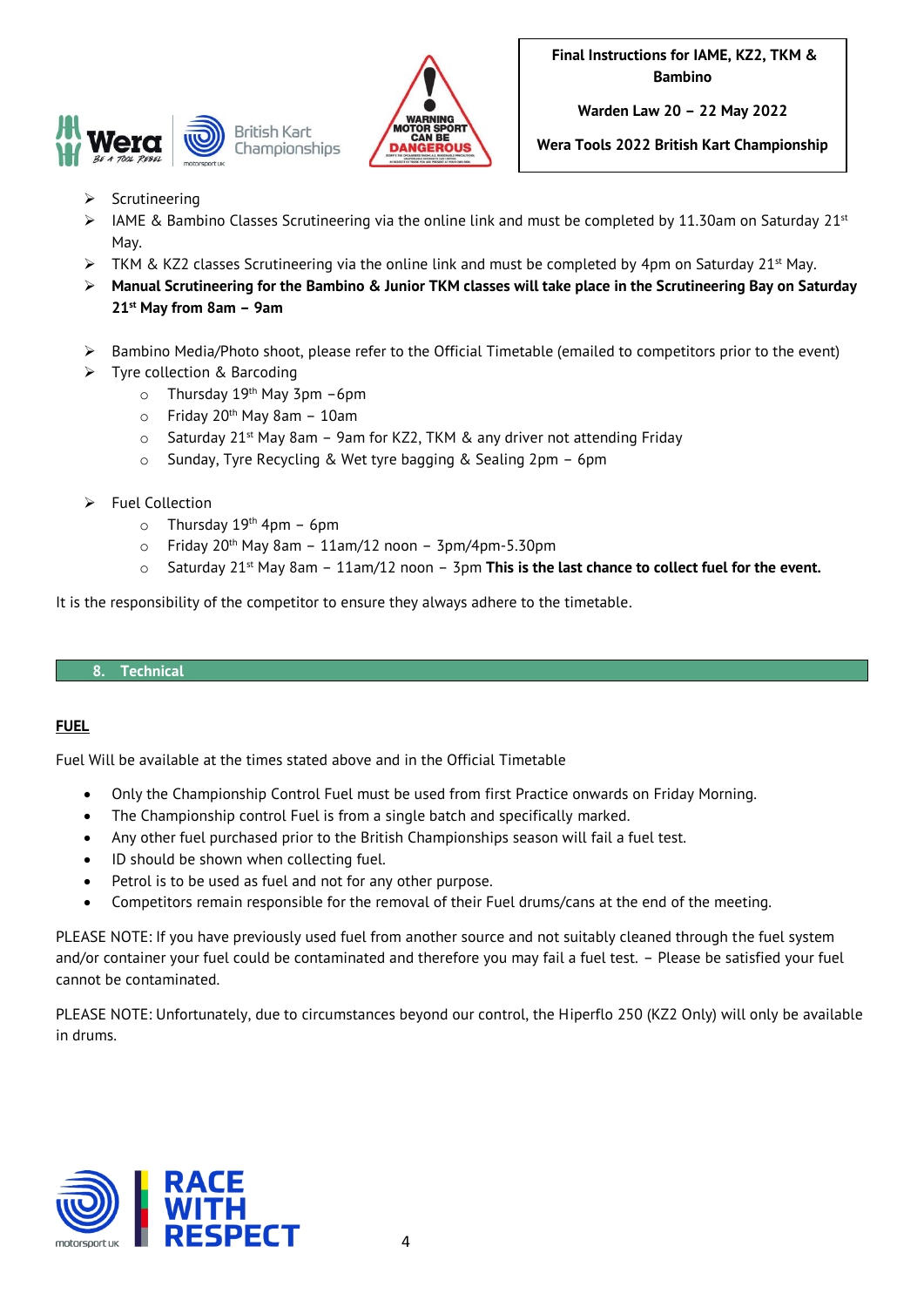- Scrutineering
- IAME & Bambino Classes Scrutineering via the online link and must be completed by 11.30am on Saturday 21st May.
- TKM & KZ2 classes Scrutineering via the online link and must be completed by 4pm on Saturday 21st May.
- **Manual Scrutineering for the Bambino & Junior TKM classes will take place in the Scrutineering Bay on Saturday 21st May from 8am – 9am**

- Bambino Media/Photo shoot, please refer to the Official Timetable (emailed to competitors prior to the event)
- Tyre collection & Barcoding
  - Thursday 19th May 3pm –6pm
  - Friday 20th May 8am – 10am
  - Saturday 21st May 8am – 9am for KZ2, TKM & any driver not attending Friday
  - Sunday, Tyre Recycling & Wet tyre bagging & Sealing 2pm – 6pm

- Fuel Collection
  - Thursday 19th 4pm – 6pm
  - Friday 20th May 8am – 11am/12 noon – 3pm/4pm-5.30pm
  - Saturday 21st May 8am – 11am/12 noon – 3pm **This is the last chance to collect fuel for the event.**

It is the responsibility of the competitor to ensure they always adhere to the timetable.

## 8. Technical

**FUEL**

Fuel Will be available at the times stated above and in the Official Timetable

- Only the Championship Control Fuel must be used from first Practice onwards on Friday Morning.
- The Championship control Fuel is from a single batch and specifically marked.
- Any other fuel purchased prior to the British Championships season will fail a fuel test.
- ID should be shown when collecting fuel.
- Petrol is to be used as fuel and not for any other purpose.
- Competitors remain responsible for the removal of their Fuel drums/cans at the end of the meeting.

PLEASE NOTE: If you have previously used fuel from another source and not suitably cleaned through the fuel system and/or container your fuel could be contaminated and therefore you may fail a fuel test. – Please be satisfied your fuel cannot be contaminated.

PLEASE NOTE: Unfortunately, due to circumstances beyond our control, the Hiperflo 250 (KZ2 Only) will only be available in drums.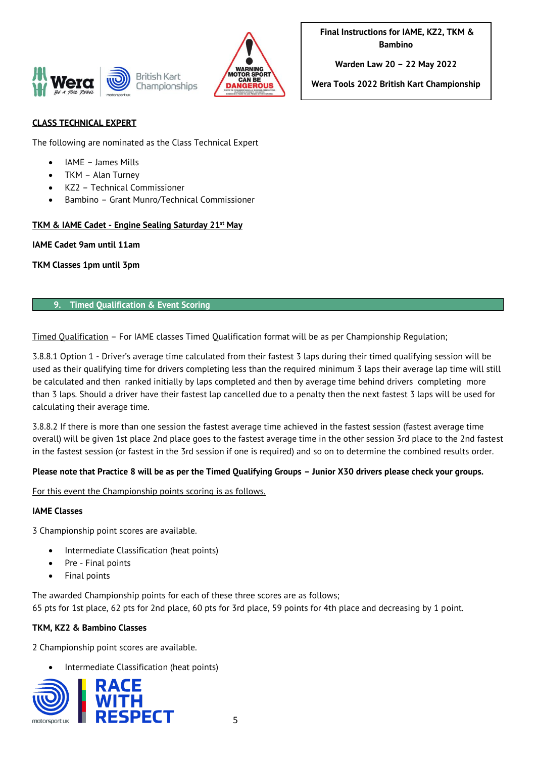**CLASS TECHNICAL EXPERT**

The following are nominated as the Class Technical Expert

- IAME – James Mills
- TKM – Alan Turney
- KZ2 – Technical Commissioner
- Bambino – Grant Munro/Technical Commissioner

**TKM & IAME Cadet - Engine Sealing Saturday 21st May**

**IAME Cadet 9am until 11am**

**TKM Classes 1pm until 3pm**

## 9. Timed Qualification & Event Scoring

Timed Qualification – For IAME classes Timed Qualification format will be as per Championship Regulation;

3.8.8.1 Option 1 - Driver's average time calculated from their fastest 3 laps during their timed qualifying session will be used as their qualifying time for drivers completing less than the required minimum 3 laps their average lap time will still be calculated and then ranked initially by laps completed and then by average time behind drivers completing more than 3 laps. Should a driver have their fastest lap cancelled due to a penalty then the next fastest 3 laps will be used for calculating their average time.

3.8.8.2 If there is more than one session the fastest average time achieved in the fastest session (fastest average time overall) will be given 1st place 2nd place goes to the fastest average time in the other session 3rd place to the 2nd fastest in the fastest session (or fastest in the 3rd session if one is required) and so on to determine the combined results order.

**Please note that Practice 8 will be as per the Timed Qualifying Groups – Junior X30 drivers please check your groups.**

For this event the Championship points scoring is as follows.

**IAME Classes**

3 Championship point scores are available.

- Intermediate Classification (heat points)
- Pre - Final points
- Final points

The awarded Championship points for each of these three scores are as follows;
65 pts for 1st place, 62 pts for 2nd place, 60 pts for 3rd place, 59 points for 4th place and decreasing by 1 point.

**TKM, KZ2 & Bambino Classes**

2 Championship point scores are available.

- Intermediate Classification (heat points)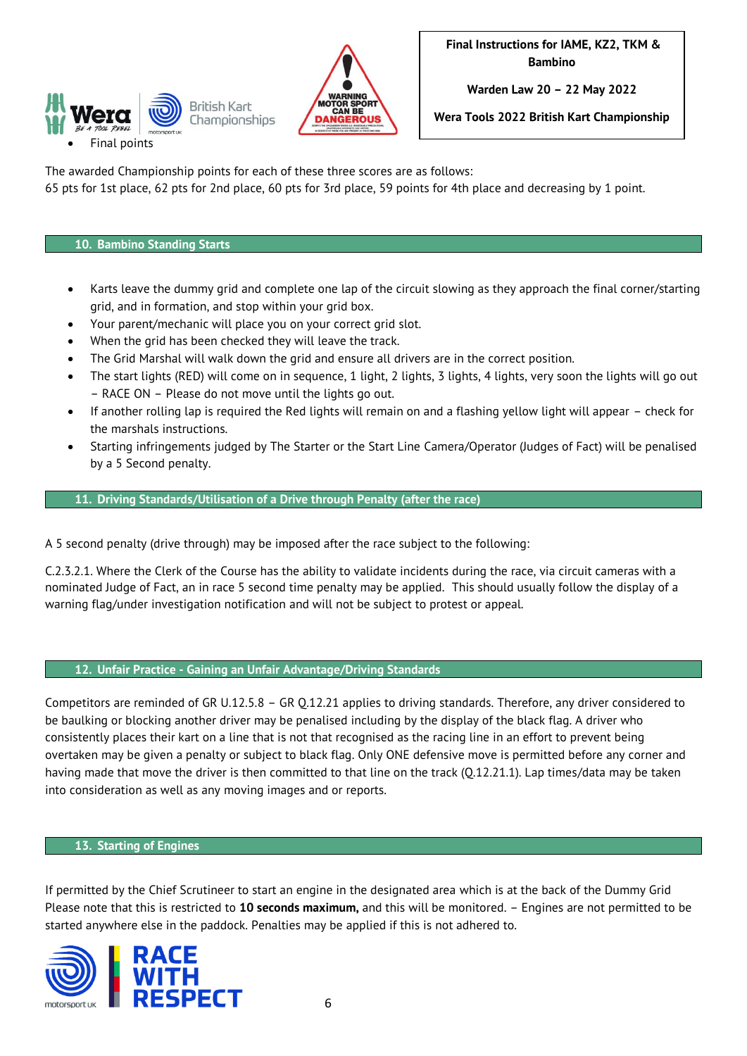- Final points

The awarded Championship points for each of these three scores are as follows:
65 pts for 1st place, 62 pts for 2nd place, 60 pts for 3rd place, 59 points for 4th place and decreasing by 1 point.

## 10. Bambino Standing Starts

- Karts leave the dummy grid and complete one lap of the circuit slowing as they approach the final corner/starting grid, and in formation, and stop within your grid box.
- Your parent/mechanic will place you on your correct grid slot.
- When the grid has been checked they will leave the track.
- The Grid Marshal will walk down the grid and ensure all drivers are in the correct position.
- The start lights (RED) will come on in sequence, 1 light, 2 lights, 3 lights, 4 lights, very soon the lights will go out – RACE ON – Please do not move until the lights go out.
- If another rolling lap is required the Red lights will remain on and a flashing yellow light will appear – check for the marshals instructions.
- Starting infringements judged by The Starter or the Start Line Camera/Operator (Judges of Fact) will be penalised by a 5 Second penalty.

## 11. Driving Standards/Utilisation of a Drive through Penalty (after the race)

A 5 second penalty (drive through) may be imposed after the race subject to the following:

C.2.3.2.1. Where the Clerk of the Course has the ability to validate incidents during the race, via circuit cameras with a nominated Judge of Fact, an in race 5 second time penalty may be applied. This should usually follow the display of a warning flag/under investigation notification and will not be subject to protest or appeal.

## 12. Unfair Practice - Gaining an Unfair Advantage/Driving Standards

Competitors are reminded of GR U.12.5.8 – GR Q.12.21 applies to driving standards. Therefore, any driver considered to be baulking or blocking another driver may be penalised including by the display of the black flag. A driver who consistently places their kart on a line that is not that recognised as the racing line in an effort to prevent being overtaken may be given a penalty or subject to black flag. Only ONE defensive move is permitted before any corner and having made that move the driver is then committed to that line on the track (Q.12.21.1). Lap times/data may be taken into consideration as well as any moving images and or reports.

## 13. Starting of Engines

If permitted by the Chief Scrutineer to start an engine in the designated area which is at the back of the Dummy Grid Please note that this is restricted to **10 seconds maximum,** and this will be monitored. – Engines are not permitted to be started anywhere else in the paddock. Penalties may be applied if this is not adhered to.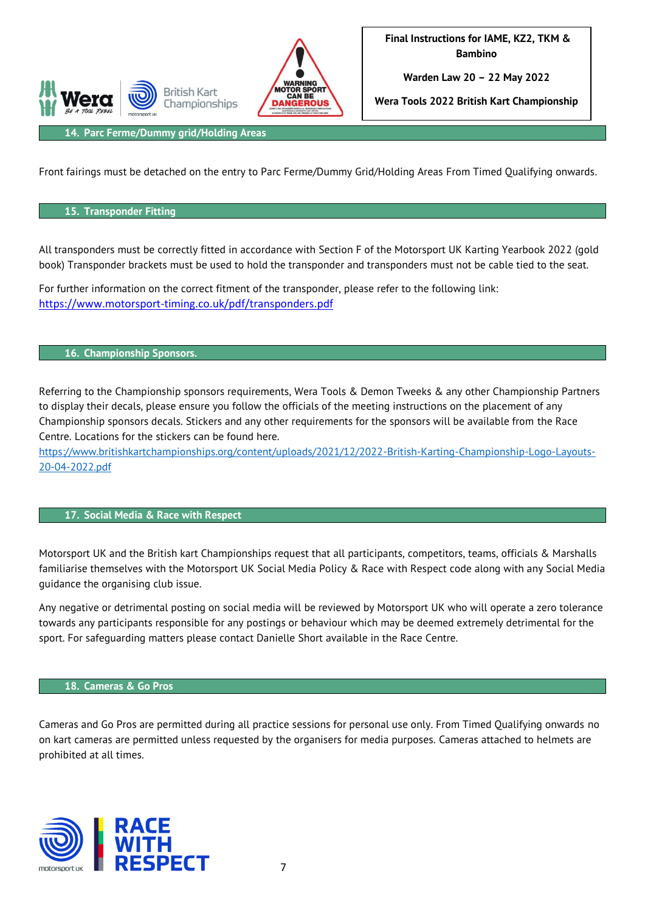## 14. Parc Ferme/Dummy grid/Holding Areas

Front fairings must be detached on the entry to Parc Ferme/Dummy Grid/Holding Areas From Timed Qualifying onwards.

## 15. Transponder Fitting

All transponders must be correctly fitted in accordance with Section F of the Motorsport UK Karting Yearbook 2022 (gold book) Transponder brackets must be used to hold the transponder and transponders must not be cable tied to the seat.

For further information on the correct fitment of the transponder, please refer to the following link: https://www.motorsport-timing.co.uk/pdf/transponders.pdf

## 16. Championship Sponsors.

Referring to the Championship sponsors requirements, Wera Tools & Demon Tweeks & any other Championship Partners to display their decals, please ensure you follow the officials of the meeting instructions on the placement of any Championship sponsors decals. Stickers and any other requirements for the sponsors will be available from the Race Centre. Locations for the stickers can be found here.
https://www.britishkartchampionships.org/content/uploads/2021/12/2022-British-Karting-Championship-Logo-Layouts-20-04-2022.pdf

## 17. Social Media & Race with Respect

Motorsport UK and the British kart Championships request that all participants, competitors, teams, officials & Marshalls familiarise themselves with the Motorsport UK Social Media Policy & Race with Respect code along with any Social Media guidance the organising club issue.

Any negative or detrimental posting on social media will be reviewed by Motorsport UK who will operate a zero tolerance towards any participants responsible for any postings or behaviour which may be deemed extremely detrimental for the sport. For safeguarding matters please contact Danielle Short available in the Race Centre.

## 18. Cameras & Go Pros

Cameras and Go Pros are permitted during all practice sessions for personal use only. From Timed Qualifying onwards no on kart cameras are permitted unless requested by the organisers for media purposes. Cameras attached to helmets are prohibited at all times.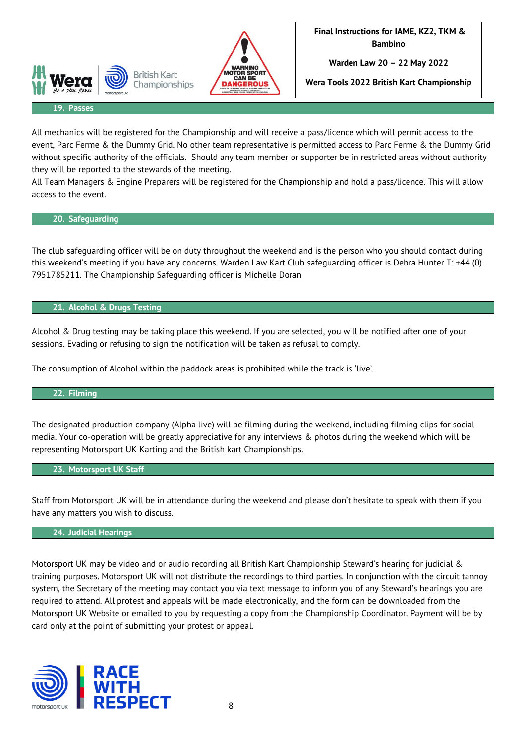## 19. Passes

All mechanics will be registered for the Championship and will receive a pass/licence which will permit access to the event, Parc Ferme & the Dummy Grid. No other team representative is permitted access to Parc Ferme & the Dummy Grid without specific authority of the officials. Should any team member or supporter be in restricted areas without authority they will be reported to the stewards of the meeting.

All Team Managers & Engine Preparers will be registered for the Championship and hold a pass/licence. This will allow access to the event.

## 20. Safeguarding

The club safeguarding officer will be on duty throughout the weekend and is the person who you should contact during this weekend's meeting if you have any concerns. Warden Law Kart Club safeguarding officer is Debra Hunter T: +44 (0) 7951785211. The Championship Safeguarding officer is Michelle Doran

## 21. Alcohol & Drugs Testing

Alcohol & Drug testing may be taking place this weekend. If you are selected, you will be notified after one of your sessions. Evading or refusing to sign the notification will be taken as refusal to comply.

The consumption of Alcohol within the paddock areas is prohibited while the track is 'live'.

## 22. Filming

The designated production company (Alpha live) will be filming during the weekend, including filming clips for social media. Your co-operation will be greatly appreciative for any interviews & photos during the weekend which will be representing Motorsport UK Karting and the British kart Championships.

## 23. Motorsport UK Staff

Staff from Motorsport UK will be in attendance during the weekend and please don't hesitate to speak with them if you have any matters you wish to discuss.

## 24. Judicial Hearings

Motorsport UK may be video and or audio recording all British Kart Championship Steward's hearing for judicial & training purposes. Motorsport UK will not distribute the recordings to third parties. In conjunction with the circuit tannoy system, the Secretary of the meeting may contact you via text message to inform you of any Steward's hearings you are required to attend. All protest and appeals will be made electronically, and the form can be downloaded from the Motorsport UK Website or emailed to you by requesting a copy from the Championship Coordinator. Payment will be by card only at the point of submitting your protest or appeal.